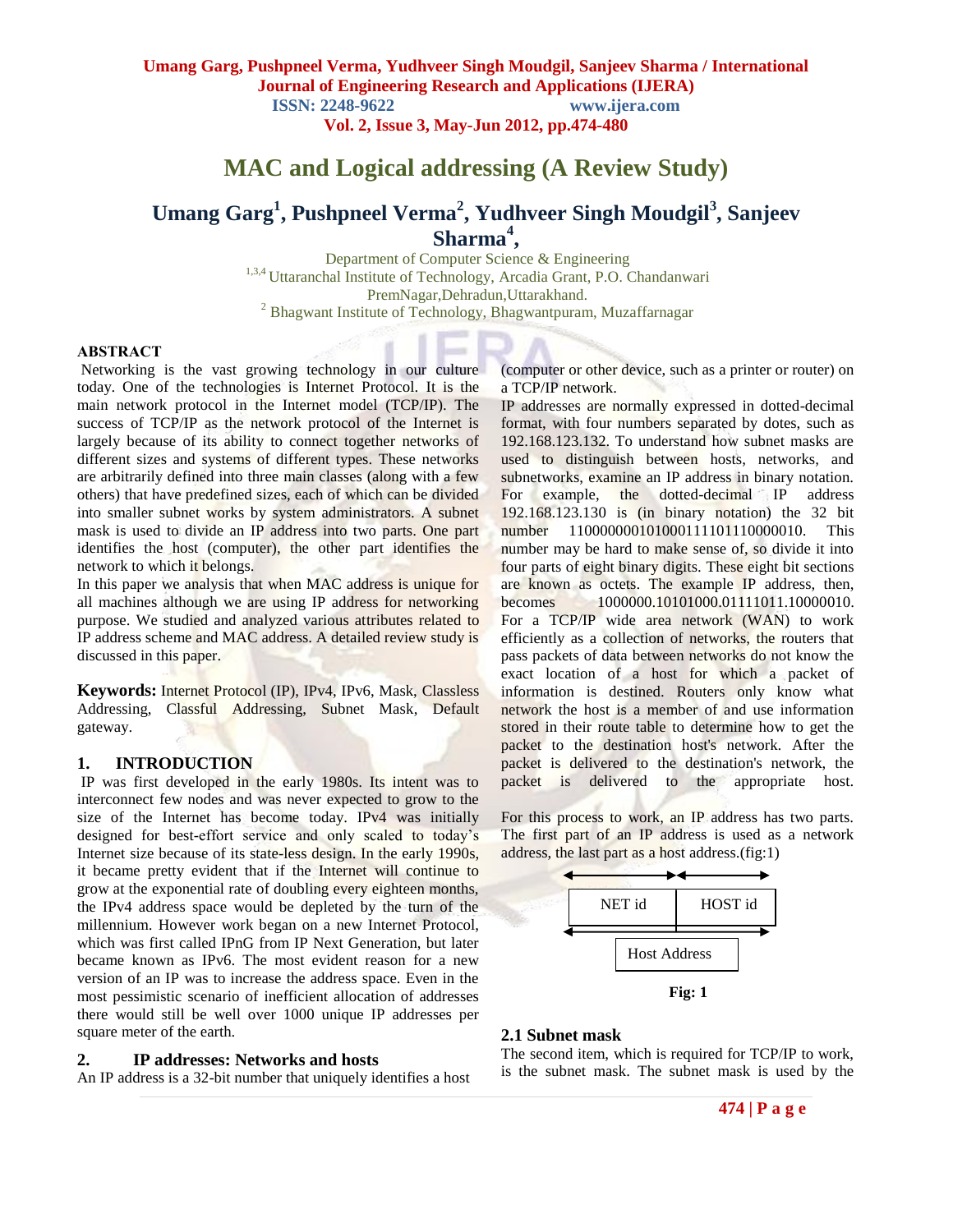# MAC and Logical addressing (A Review Study)

## Umang Garg[1], Pushpneel Verma[2], Yudhveer Singh Moudgil[3], Sanjeev Sharma[4],

Department of Computer Science & Engineering
[1,3,4] Uttaranchal Institute of Technology, Arcadia Grant, P.O. Chandanwari PremNagar,Dehradun,Uttarakhand.
[2] Bhagwant Institute of Technology, Bhagwantpuram, Muzaffarnagar

**ABSTRACT**

Networking is the vast growing technology in our culture today. One of the technologies is Internet Protocol. It is the main network protocol in the Internet model (TCP/IP). The success of TCP/IP as the network protocol of the Internet is largely because of its ability to connect together networks of different sizes and systems of different types. These networks are arbitrarily defined into three main classes (along with a few others) that have predefined sizes, each of which can be divided into smaller subnet works by system administrators. A subnet mask is used to divide an IP address into two parts. One part identifies the host (computer), the other part identifies the network to which it belongs.

In this paper we analysis that when MAC address is unique for all machines although we are using IP address for networking purpose. We studied and analyzed various attributes related to IP address scheme and MAC address. A detailed review study is discussed in this paper.

**Keywords:** Internet Protocol (IP), IPv4, IPv6, Mask, Classless Addressing, Classful Addressing, Subnet Mask, Default gateway.

## 1. INTRODUCTION

IP was first developed in the early 1980s. Its intent was to interconnect few nodes and was never expected to grow to the size of the Internet has become today. IPv4 was initially designed for best-effort service and only scaled to today's Internet size because of its state-less design. In the early 1990s, it became pretty evident that if the Internet will continue to grow at the exponential rate of doubling every eighteen months, the IPv4 address space would be depleted by the turn of the millennium. However work began on a new Internet Protocol, which was first called IPnG from IP Next Generation, but later became known as IPv6. The most evident reason for a new version of an IP was to increase the address space. Even in the most pessimistic scenario of inefficient allocation of addresses there would still be well over 1000 unique IP addresses per square meter of the earth.

## 2. IP addresses: Networks and hosts

An IP address is a 32-bit number that uniquely identifies a host (computer or other device, such as a printer or router) on a TCP/IP network.

IP addresses are normally expressed in dotted-decimal format, with four numbers separated by dotes, such as 192.168.123.132. To understand how subnet masks are used to distinguish between hosts, networks, and subnetworks, examine an IP address in binary notation. For example, the dotted-decimal IP address 192.168.123.130 is (in binary notation) the 32 bit number 110000000101000111101110000010. This number may be hard to make sense of, so divide it into four parts of eight binary digits. These eight bit sections are known as octets. The example IP address, then, becomes 1000000.10101000.01111011.10000010.

For a TCP/IP wide area network (WAN) to work efficiently as a collection of networks, the routers that pass packets of data between networks do not know the exact location of a host for which a packet of information is destined. Routers only know what network the host is a member of and use information stored in their route table to determine how to get the packet to the destination host's network. After the packet is delivered to the destination's network, the packet is delivered to the appropriate host.

For this process to work, an IP address has two parts. The first part of an IP address is used as a network address, the last part as a host address.(fig:1)

| NET id | HOST id |
|---|---|
| Host Address | |

**Fig: 1**

### 2.1 Subnet mask

The second item, which is required for TCP/IP to work, is the subnet mask. The subnet mask is used by the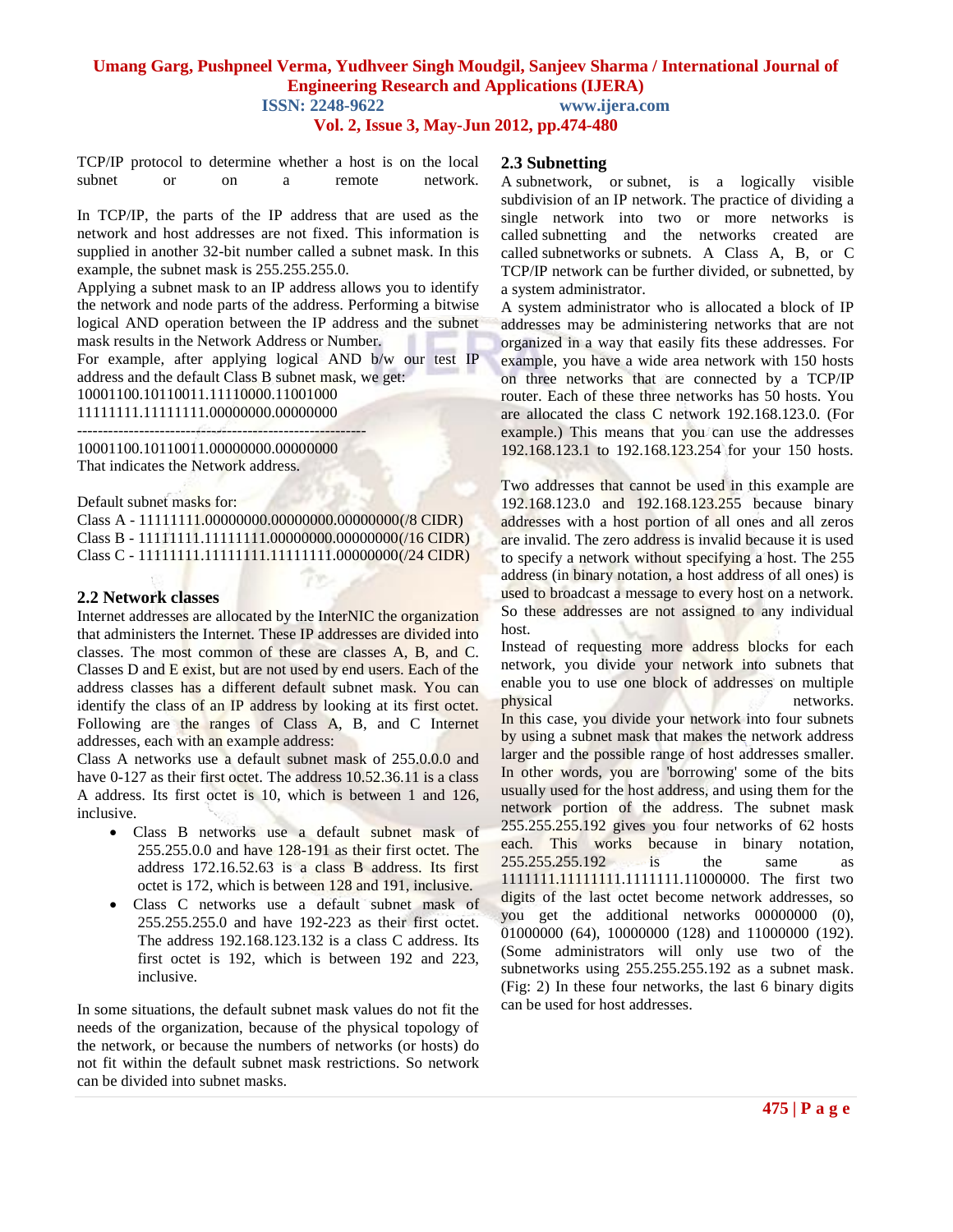TCP/IP protocol to determine whether a host is on the local subnet or on a remote network.

In TCP/IP, the parts of the IP address that are used as the network and host addresses are not fixed. This information is supplied in another 32-bit number called a subnet mask. In this example, the subnet mask is 255.255.255.0.

Applying a subnet mask to an IP address allows you to identify the network and node parts of the address. Performing a bitwise logical AND operation between the IP address and the subnet mask results in the Network Address or Number.

For example, after applying logical AND b/w our test IP address and the default Class B subnet mask, we get:

10001100.10110011.11110000.11001000
11111111.11111111.00000000.00000000
--------------------------------------------------------
10001100.10110011.00000000.00000000

That indicates the Network address.

Default subnet masks for:

Class A - 11111111.00000000.00000000.00000000(/8 CIDR)
Class B - 11111111.11111111.00000000.00000000(/16 CIDR)
Class C - 11111111.11111111.11111111.00000000(/24 CIDR)

## 2.2 Network classes

Internet addresses are allocated by the InterNIC the organization that administers the Internet. These IP addresses are divided into classes. The most common of these are classes A, B, and C. Classes D and E exist, but are not used by end users. Each of the address classes has a different default subnet mask. You can identify the class of an IP address by looking at its first octet. Following are the ranges of Class A, B, and C Internet addresses, each with an example address:

Class A networks use a default subnet mask of 255.0.0.0 and have 0-127 as their first octet. The address 10.52.36.11 is a class A address. Its first octet is 10, which is between 1 and 126, inclusive.

- Class B networks use a default subnet mask of 255.255.0.0 and have 128-191 as their first octet. The address 172.16.52.63 is a class B address. Its first octet is 172, which is between 128 and 191, inclusive.
- Class C networks use a default subnet mask of 255.255.255.0 and have 192-223 as their first octet. The address 192.168.123.132 is a class C address. Its first octet is 192, which is between 192 and 223, inclusive.

In some situations, the default subnet mask values do not fit the needs of the organization, because of the physical topology of the network, or because the numbers of networks (or hosts) do not fit within the default subnet mask restrictions. So network can be divided into subnet masks.

## 2.3 Subnetting

A subnetwork, or subnet, is a logically visible subdivision of an IP network. The practice of dividing a single network into two or more networks is called subnetting and the networks created are called subnetworks or subnets. A Class A, B, or C TCP/IP network can be further divided, or subnetted, by a system administrator.

A system administrator who is allocated a block of IP addresses may be administering networks that are not organized in a way that easily fits these addresses. For example, you have a wide area network with 150 hosts on three networks that are connected by a TCP/IP router. Each of these three networks has 50 hosts. You are allocated the class C network 192.168.123.0. (For example.) This means that you can use the addresses 192.168.123.1 to 192.168.123.254 for your 150 hosts.

Two addresses that cannot be used in this example are 192.168.123.0 and 192.168.123.255 because binary addresses with a host portion of all ones and all zeros are invalid. The zero address is invalid because it is used to specify a network without specifying a host. The 255 address (in binary notation, a host address of all ones) is used to broadcast a message to every host on a network. So these addresses are not assigned to any individual host.

Instead of requesting more address blocks for each network, you divide your network into subnets that enable you to use one block of addresses on multiple physical networks.

In this case, you divide your network into four subnets by using a subnet mask that makes the network address larger and the possible range of host addresses smaller. In other words, you are 'borrowing' some of the bits usually used for the host address, and using them for the network portion of the address. The subnet mask 255.255.255.192 gives you four networks of 62 hosts each. This works because in binary notation, 255.255.255.192 is the same as 1111111.11111111.1111111.11000000. The first two digits of the last octet become network addresses, so you get the additional networks 00000000 (0), 01000000 (64), 10000000 (128) and 11000000 (192). (Some administrators will only use two of the subnetworks using 255.255.255.192 as a subnet mask. (Fig: 2) In these four networks, the last 6 binary digits can be used for host addresses.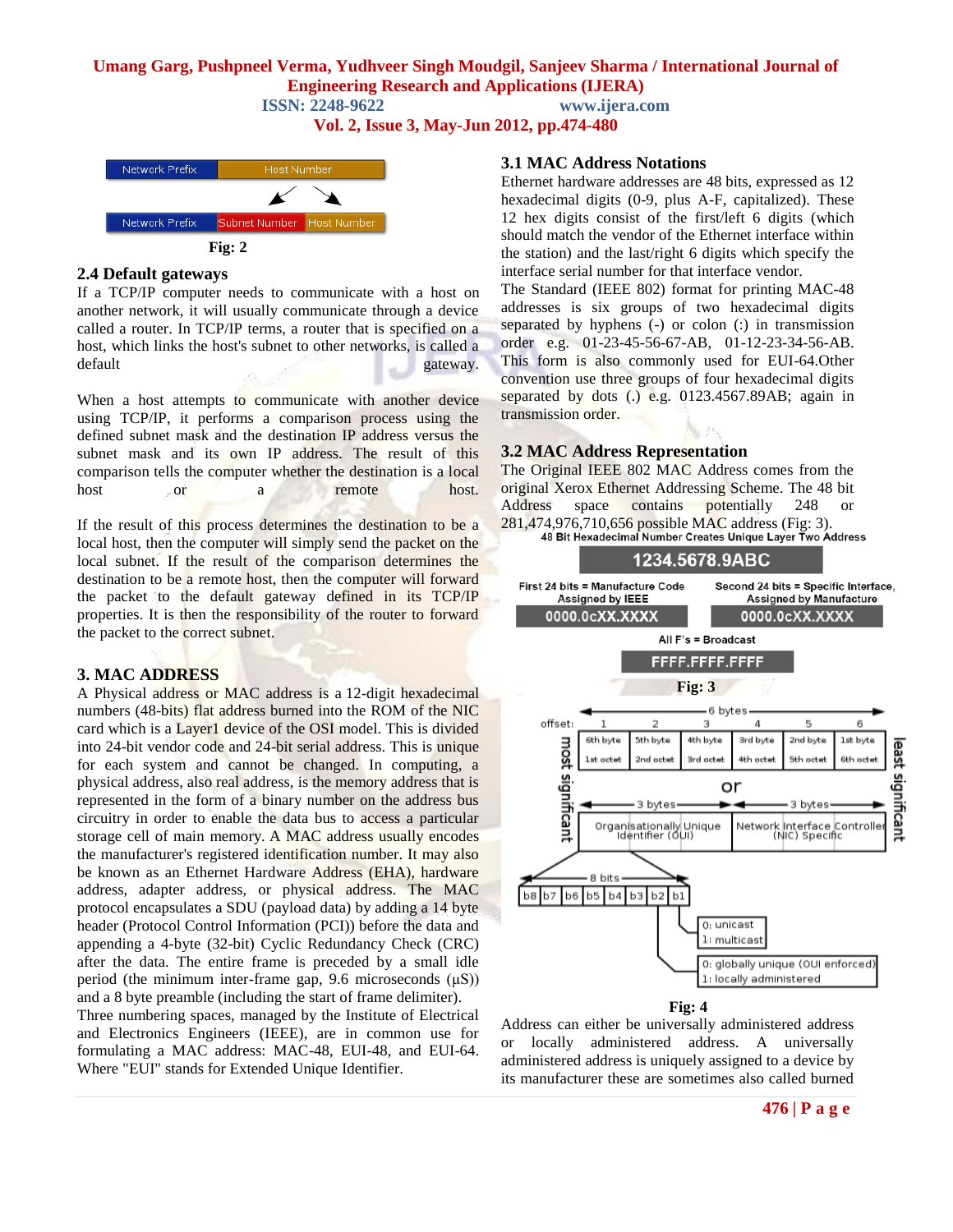| Network Prefix | Host Number | |
|---|---|---|
| Network Prefix | Subnet Number | Host Number |

**Fig: 2**

### 2.4 Default gateways

If a TCP/IP computer needs to communicate with a host on another network, it will usually communicate through a device called a router. In TCP/IP terms, a router that is specified on a host, which links the host's subnet to other networks, is called a default gateway.

When a host attempts to communicate with another device using TCP/IP, it performs a comparison process using the defined subnet mask and the destination IP address versus the subnet mask and its own IP address. The result of this comparison tells the computer whether the destination is a local host or a remote host.

If the result of this process determines the destination to be a local host, then the computer will simply send the packet on the local subnet. If the result of the comparison determines the destination to be a remote host, then the computer will forward the packet to the default gateway defined in its TCP/IP properties. It is then the responsibility of the router to forward the packet to the correct subnet.

## 3. MAC ADDRESS

A Physical address or MAC address is a 12-digit hexadecimal numbers (48-bits) flat address burned into the ROM of the NIC card which is a Layer1 device of the OSI model. This is divided into 24-bit vendor code and 24-bit serial address. This is unique for each system and cannot be changed. In computing, a physical address, also real address, is the memory address that is represented in the form of a binary number on the address bus circuitry in order to enable the data bus to access a particular storage cell of main memory. A MAC address usually encodes the manufacturer's registered identification number. It may also be known as an Ethernet Hardware Address (EHA), hardware address, adapter address, or physical address. The MAC protocol encapsulates a SDU (payload data) by adding a 14 byte header (Protocol Control Information (PCI)) before the data and appending a 4-byte (32-bit) Cyclic Redundancy Check (CRC) after the data. The entire frame is preceded by a small idle period (the minimum inter-frame gap, 9.6 microseconds (µS)) and a 8 byte preamble (including the start of frame delimiter).

Three numbering spaces, managed by the Institute of Electrical and Electronics Engineers (IEEE), are in common use for formulating a MAC address: MAC-48, EUI-48, and EUI-64. Where "EUI" stands for Extended Unique Identifier.

### 3.1 MAC Address Notations

Ethernet hardware addresses are 48 bits, expressed as 12 hexadecimal digits (0-9, plus A-F, capitalized). These 12 hex digits consist of the first/left 6 digits (which should match the vendor of the Ethernet interface within the station) and the last/right 6 digits which specify the interface serial number for that interface vendor.

The Standard (IEEE 802) format for printing MAC-48 addresses is six groups of two hexadecimal digits separated by hyphens (-) or colon (:) in transmission order e.g. 01-23-45-56-67-AB, 01-12-23-34-56-AB. This form is also commonly used for EUI-64.Other convention use three groups of four hexadecimal digits separated by dots (.) e.g. 0123.4567.89AB; again in transmission order.

### 3.2 MAC Address Representation

The Original IEEE 802 MAC Address comes from the original Xerox Ethernet Addressing Scheme. The 48 bit Address space contains potentially 248 or 281,474,976,710,656 possible MAC address (Fig: 3).

48 Bit Hexadecimal Number Creates Unique Layer Two Address

1234.5678.9ABC

First 24 bits = Manufacture Code Assigned by IEEE: 0000.0cXX.XXXX

Second 24 bits = Specific Interface, Assigned by Manufacture: 0000.0cXX.XXXX

All F's = Broadcast: FFFF.FFFF.FFFF

**Fig: 3**

| offset: | 1 | 2 | 3 | 4 | 5 | 6 |
|---|---|---|---|---|---|---|
| | 6th byte | 5th byte | 4th byte | 3rd byte | 2nd byte | 1st byte |
| | 1st octet | 2nd octet | 3rd octet | 4th octet | 5th octet | 6th octet |

or

| 3 bytes | 3 bytes |
|---|---|
| Organisationally Unique Identifier (OUI) | Network Interface Controller (NIC) Specific |

8 bits: b8 b7 b6 b5 b4 b3 b2 b1

b1 — 0: unicast, 1: multicast

b2 — 0: globally unique (OUI enforced), 1: locally administered

(most significant → least significant)

**Fig: 4**

Address can either be universally administered address or locally administered address. A universally administered address is uniquely assigned to a device by its manufacturer these are sometimes also called burned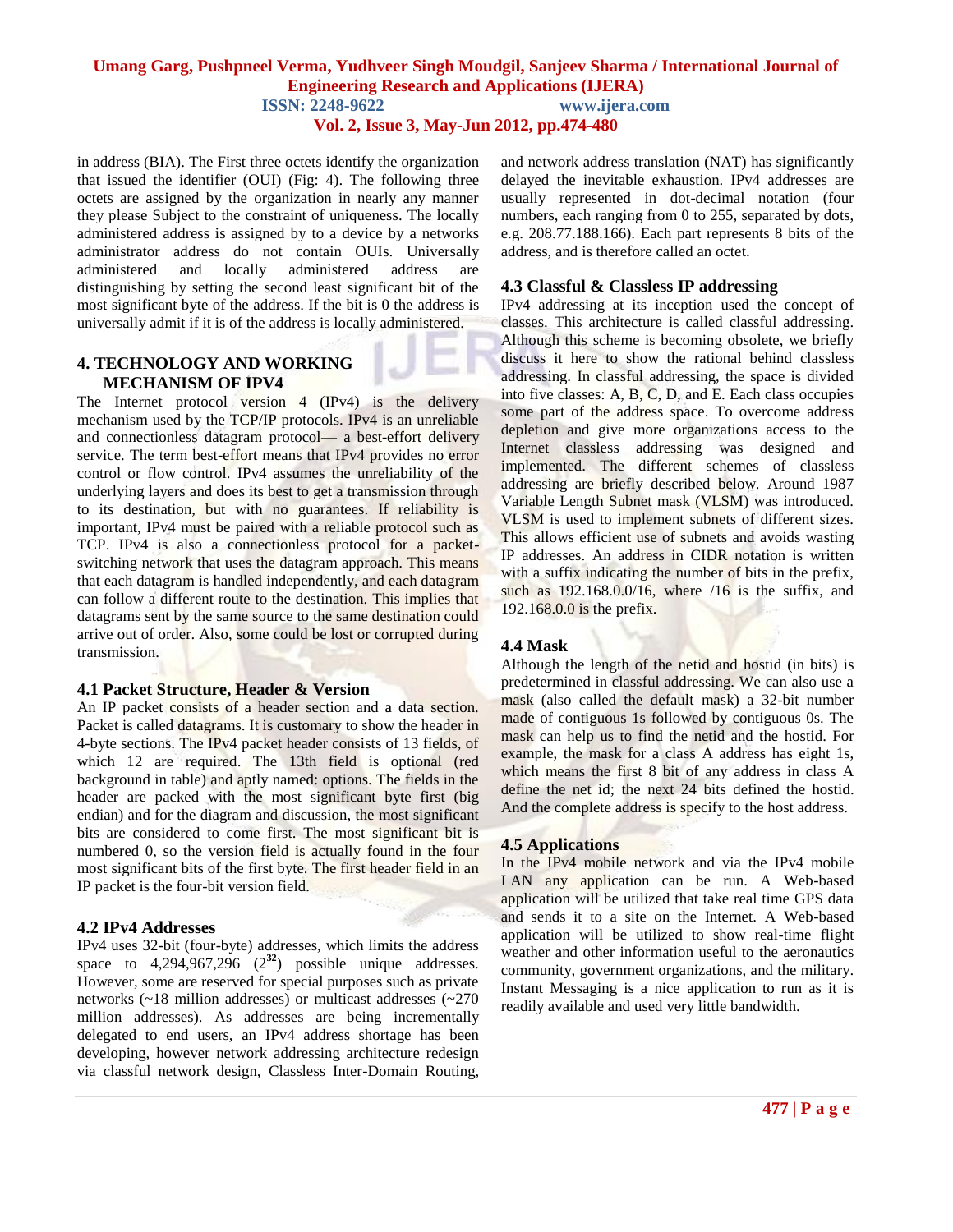in address (BIA). The First three octets identify the organization that issued the identifier (OUI) (Fig: 4). The following three octets are assigned by the organization in nearly any manner they please Subject to the constraint of uniqueness. The locally administered address is assigned by to a device by a networks administrator address do not contain OUIs. Universally administered and locally administered address are distinguishing by setting the second least significant bit of the most significant byte of the address. If the bit is 0 the address is universally admit if it is of the address is locally administered.

## 4. TECHNOLOGY AND WORKING MECHANISM OF IPV4

The Internet protocol version 4 (IPv4) is the delivery mechanism used by the TCP/IP protocols. IPv4 is an unreliable and connectionless datagram protocol— a best-effort delivery service. The term best-effort means that IPv4 provides no error control or flow control. IPv4 assumes the unreliability of the underlying layers and does its best to get a transmission through to its destination, but with no guarantees. If reliability is important, IPv4 must be paired with a reliable protocol such as TCP. IPv4 is also a connectionless protocol for a packet-switching network that uses the datagram approach. This means that each datagram is handled independently, and each datagram can follow a different route to the destination. This implies that datagrams sent by the same source to the same destination could arrive out of order. Also, some could be lost or corrupted during transmission.

### 4.1 Packet Structure, Header & Version

An IP packet consists of a header section and a data section. Packet is called datagrams. It is customary to show the header in 4-byte sections. The IPv4 packet header consists of 13 fields, of which 12 are required. The 13th field is optional (red background in table) and aptly named: options. The fields in the header are packed with the most significant byte first (big endian) and for the diagram and discussion, the most significant bits are considered to come first. The most significant bit is numbered 0, so the version field is actually found in the four most significant bits of the first byte. The first header field in an IP packet is the four-bit version field.

### 4.2 IPv4 Addresses

IPv4 uses 32-bit (four-byte) addresses, which limits the address space to 4,294,967,296 ($2^{32}$) possible unique addresses. However, some are reserved for special purposes such as private networks (~18 million addresses) or multicast addresses (~270 million addresses). As addresses are being incrementally delegated to end users, an IPv4 address shortage has been developing, however network addressing architecture redesign via classful network design, Classless Inter-Domain Routing, and network address translation (NAT) has significantly delayed the inevitable exhaustion. IPv4 addresses are usually represented in dot-decimal notation (four numbers, each ranging from 0 to 255, separated by dots, e.g. 208.77.188.166). Each part represents 8 bits of the address, and is therefore called an octet.

### 4.3 Classful & Classless IP addressing

IPv4 addressing at its inception used the concept of classes. This architecture is called classful addressing. Although this scheme is becoming obsolete, we briefly discuss it here to show the rational behind classless addressing. In classful addressing, the space is divided into five classes: A, B, C, D, and E. Each class occupies some part of the address space. To overcome address depletion and give more organizations access to the Internet classless addressing was designed and implemented. The different schemes of classless addressing are briefly described below. Around 1987 Variable Length Subnet mask (VLSM) was introduced. VLSM is used to implement subnets of different sizes. This allows efficient use of subnets and avoids wasting IP addresses. An address in CIDR notation is written with a suffix indicating the number of bits in the prefix, such as 192.168.0.0/16, where /16 is the suffix, and 192.168.0.0 is the prefix.

### 4.4 Mask

Although the length of the netid and hostid (in bits) is predetermined in classful addressing. We can also use a mask (also called the default mask) a 32-bit number made of contiguous 1s followed by contiguous 0s. The mask can help us to find the netid and the hostid. For example, the mask for a class A address has eight 1s, which means the first 8 bit of any address in class A define the net id; the next 24 bits defined the hostid. And the complete address is specify to the host address.

### 4.5 Applications

In the IPv4 mobile network and via the IPv4 mobile LAN any application can be run. A Web-based application will be utilized that take real time GPS data and sends it to a site on the Internet. A Web-based application will be utilized to show real-time flight weather and other information useful to the aeronautics community, government organizations, and the military. Instant Messaging is a nice application to run as it is readily available and used very little bandwidth.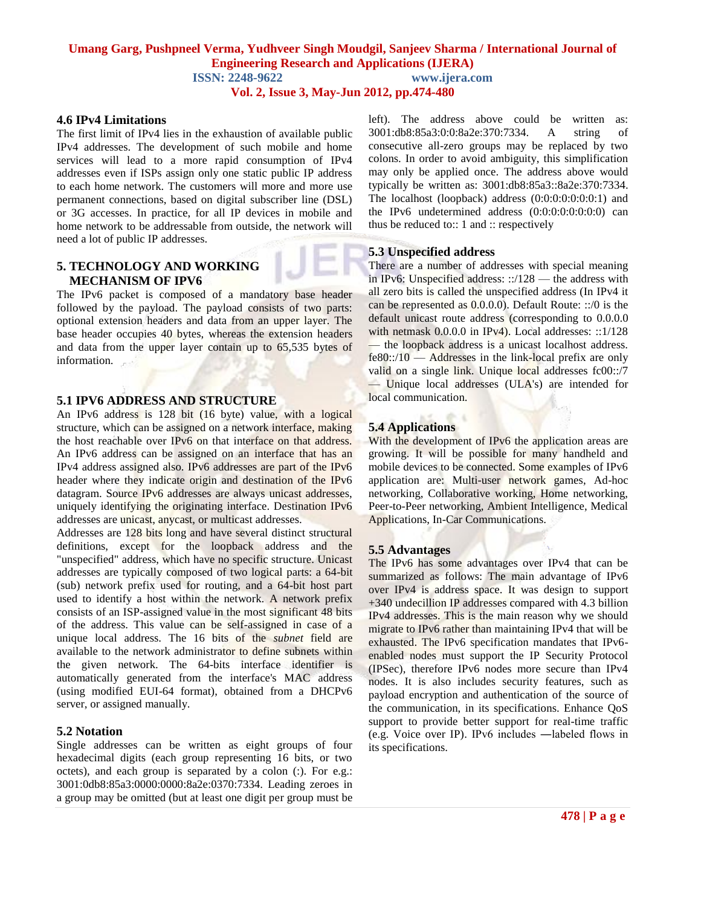### 4.6 IPv4 Limitations

The first limit of IPv4 lies in the exhaustion of available public IPv4 addresses. The development of such mobile and home services will lead to a more rapid consumption of IPv4 addresses even if ISPs assign only one static public IP address to each home network. The customers will more and more use permanent connections, based on digital subscriber line (DSL) or 3G accesses. In practice, for all IP devices in mobile and home network to be addressable from outside, the network will need a lot of public IP addresses.

## 5. TECHNOLOGY AND WORKING MECHANISM OF IPV6

The IPv6 packet is composed of a mandatory base header followed by the payload. The payload consists of two parts: optional extension headers and data from an upper layer. The base header occupies 40 bytes, whereas the extension headers and data from the upper layer contain up to 65,535 bytes of information.

### 5.1 IPV6 ADDRESS AND STRUCTURE

An IPv6 address is 128 bit (16 byte) value, with a logical structure, which can be assigned on a network interface, making the host reachable over IPv6 on that interface on that address. An IPv6 address can be assigned on an interface that has an IPv4 address assigned also. IPv6 addresses are part of the IPv6 header where they indicate origin and destination of the IPv6 datagram. Source IPv6 addresses are always unicast addresses, uniquely identifying the originating interface. Destination IPv6 addresses are unicast, anycast, or multicast addresses.

Addresses are 128 bits long and have several distinct structural definitions, except for the loopback address and the "unspecified" address, which have no specific structure. Unicast addresses are typically composed of two logical parts: a 64-bit (sub) network prefix used for routing, and a 64-bit host part used to identify a host within the network. A network prefix consists of an ISP-assigned value in the most significant 48 bits of the address. This value can be self-assigned in case of a unique local address. The 16 bits of the *subnet* field are available to the network administrator to define subnets within the given network. The 64-bits interface identifier is automatically generated from the interface's MAC address (using modified EUI-64 format), obtained from a DHCPv6 server, or assigned manually.

### 5.2 Notation

Single addresses can be written as eight groups of four hexadecimal digits (each group representing 16 bits, or two octets), and each group is separated by a colon (:). For e.g.: 3001:0db8:85a3:0000:0000:8a2e:0370:7334. Leading zeroes in a group may be omitted (but at least one digit per group must be left). The address above could be written as: 3001:db8:85a3:0:0:8a2e:370:7334. A string of consecutive all-zero groups may be replaced by two colons. In order to avoid ambiguity, this simplification may only be applied once. The address above would typically be written as: 3001:db8:85a3::8a2e:370:7334. The localhost (loopback) address (0:0:0:0:0:0:0:1) and the IPv6 undetermined address (0:0:0:0:0:0:0:0) can thus be reduced to:: 1 and :: respectively

### 5.3 Unspecified address

There are a number of addresses with special meaning in IPv6: Unspecified address: ::/128 — the address with all zero bits is called the unspecified address (In IPv4 it can be represented as 0.0.0.0). Default Route: ::/0 is the default unicast route address (corresponding to 0.0.0.0 with netmask 0.0.0.0 in IPv4). Local addresses: ::1/128 — the loopback address is a unicast localhost address. fe80::/10 — Addresses in the link-local prefix are only valid on a single link. Unique local addresses fc00::/7 — Unique local addresses (ULA's) are intended for local communication.

### 5.4 Applications

With the development of IPv6 the application areas are growing. It will be possible for many handheld and mobile devices to be connected. Some examples of IPv6 application are: Multi-user network games, Ad-hoc networking, Collaborative working, Home networking, Peer-to-Peer networking, Ambient Intelligence, Medical Applications, In-Car Communications.

### 5.5 Advantages

The IPv6 has some advantages over IPv4 that can be summarized as follows: The main advantage of IPv6 over IPv4 is address space. It was design to support +340 undecillion IP addresses compared with 4.3 billion IPv4 addresses. This is the main reason why we should migrate to IPv6 rather than maintaining IPv4 that will be exhausted. The IPv6 specification mandates that IPv6-enabled nodes must support the IP Security Protocol (IPSec), therefore IPv6 nodes more secure than IPv4 nodes. It is also includes security features, such as payload encryption and authentication of the source of the communication, in its specifications. Enhance QoS support to provide better support for real-time traffic (e.g. Voice over IP). IPv6 includes ―labeled flows in its specifications.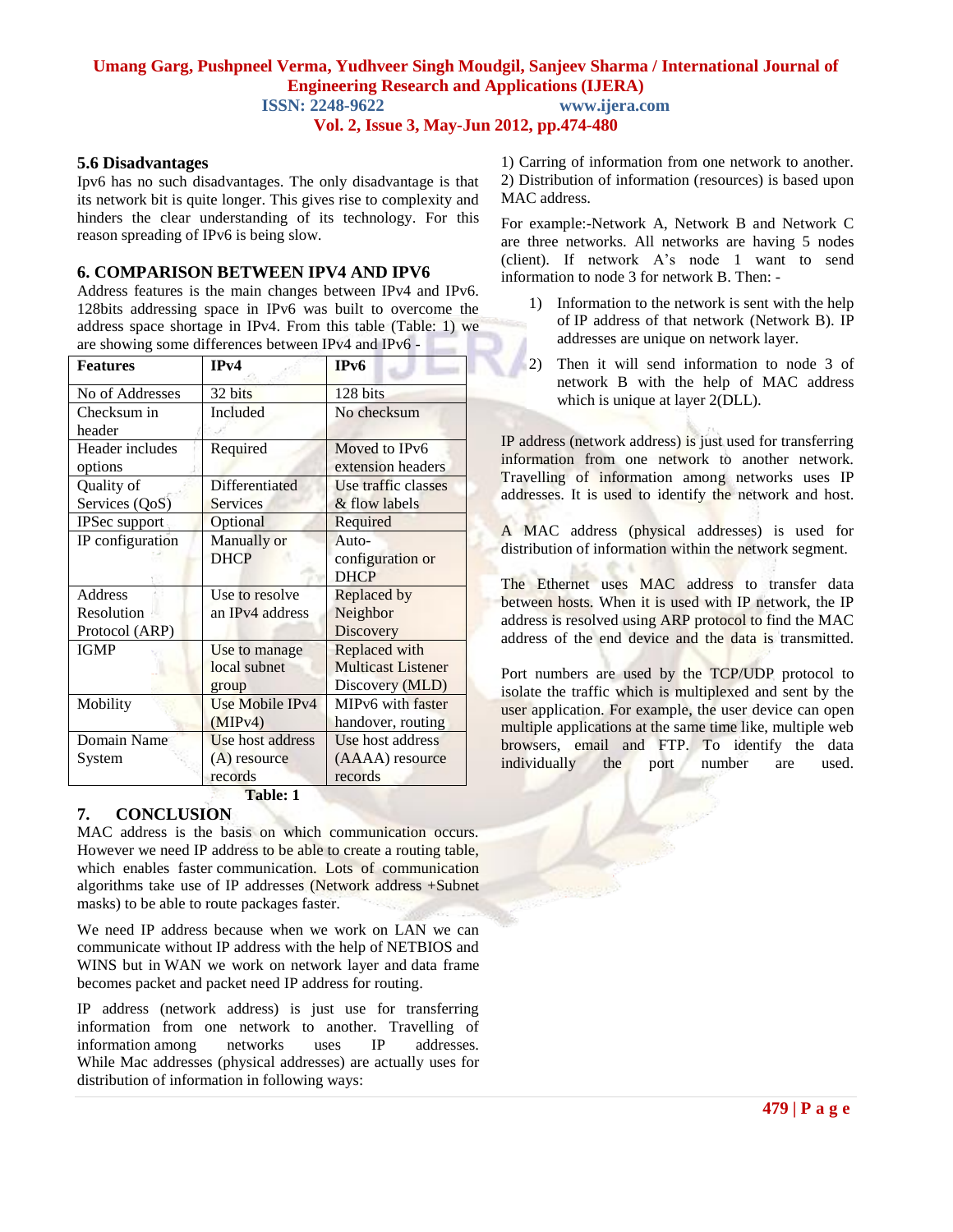### 5.6 Disadvantages

Ipv6 has no such disadvantages. The only disadvantage is that its network bit is quite longer. This gives rise to complexity and hinders the clear understanding of its technology. For this reason spreading of IPv6 is being slow.

## 6. COMPARISON BETWEEN IPV4 AND IPV6

Address features is the main changes between IPv4 and IPv6. 128bits addressing space in IPv6 was built to overcome the address space shortage in IPv4. From this table (Table: 1) we are showing some differences between IPv4 and IPv6 -

| Features | IPv4 | IPv6 |
|---|---|---|
| No of Addresses | 32 bits | 128 bits |
| Checksum in header | Included | No checksum |
| Header includes options | Required | Moved to IPv6 extension headers |
| Quality of Services (QoS) | Differentiated Services | Use traffic classes & flow labels |
| IPSec support | Optional | Required |
| IP configuration | Manually or DHCP | Auto-configuration or DHCP |
| Address Resolution Protocol (ARP) | Use to resolve an IPv4 address | Replaced by Neighbor Discovery |
| IGMP | Use to manage local subnet group | Replaced with Multicast Listener Discovery (MLD) |
| Mobility | Use Mobile IPv4 (MIPv4) | MIPv6 with faster handover, routing |
| Domain Name System | Use host address (A) resource records | Use host address (AAAA) resource records |

**Table: 1**

## 7. CONCLUSION

MAC address is the basis on which communication occurs. However we need IP address to be able to create a routing table, which enables faster communication. Lots of communication algorithms take use of IP addresses (Network address +Subnet masks) to be able to route packages faster.

We need IP address because when we work on LAN we can communicate without IP address with the help of NETBIOS and WINS but in WAN we work on network layer and data frame becomes packet and packet need IP address for routing.

IP address (network address) is just use for transferring information from one network to another. Travelling of information among networks uses IP addresses. While Mac addresses (physical addresses) are actually uses for distribution of information in following ways:

1) Carring of information from one network to another.
2) Distribution of information (resources) is based upon MAC address.

For example:-Network A, Network B and Network C are three networks. All networks are having 5 nodes (client). If network A's node 1 want to send information to node 3 for network B. Then: -

1) Information to the network is sent with the help of IP address of that network (Network B). IP addresses are unique on network layer.
2) Then it will send information to node 3 of network B with the help of MAC address which is unique at layer 2(DLL).

IP address (network address) is just used for transferring information from one network to another network. Travelling of information among networks uses IP addresses. It is used to identify the network and host.

A MAC address (physical addresses) is used for distribution of information within the network segment.

The Ethernet uses MAC address to transfer data between hosts. When it is used with IP network, the IP address is resolved using ARP protocol to find the MAC address of the end device and the data is transmitted.

Port numbers are used by the TCP/UDP protocol to isolate the traffic which is multiplexed and sent by the user application. For example, the user device can open multiple applications at the same time like, multiple web browsers, email and FTP. To identify the data individually the port number are used.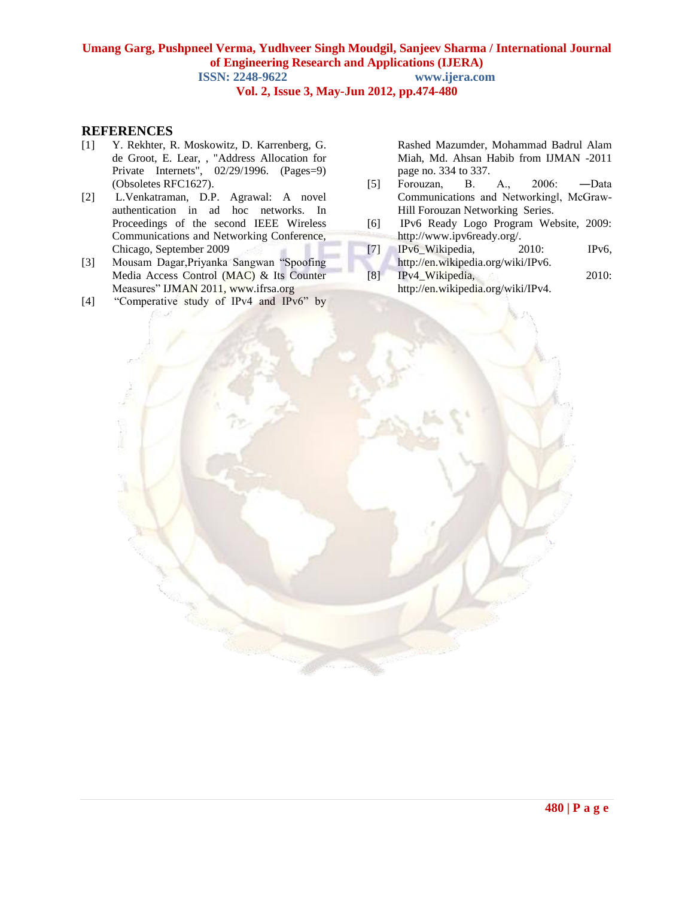## REFERENCES

[1] Y. Rekhter, R. Moskowitz, D. Karrenberg, G. de Groot, E. Lear, , "Address Allocation for Private Internets", 02/29/1996. (Pages=9) (Obsoletes RFC1627).

[2] L.Venkatraman, D.P. Agrawal: A novel authentication in ad hoc networks. In Proceedings of the second IEEE Wireless Communications and Networking Conference, Chicago, September 2009

[3] Mousam Dagar,Priyanka Sangwan "Spoofing Media Access Control (MAC) & Its Counter Measures" IJMAN 2011, www.ifrsa.org

[4] "Comperative study of IPv4 and IPv6" by Rashed Mazumder, Mohammad Badrul Alam Miah, Md. Ahsan Habib from IJMAN -2011 page no. 334 to 337.

[5] Forouzan, B. A., 2006: ―Data Communications and Networking‖, McGraw-Hill Forouzan Networking Series.

[6] IPv6 Ready Logo Program Website, 2009: http://www.ipv6ready.org/.

[7] IPv6_Wikipedia, 2010: IPv6, http://en.wikipedia.org/wiki/IPv6.

[8] IPv4_Wikipedia, 2010: http://en.wikipedia.org/wiki/IPv4.